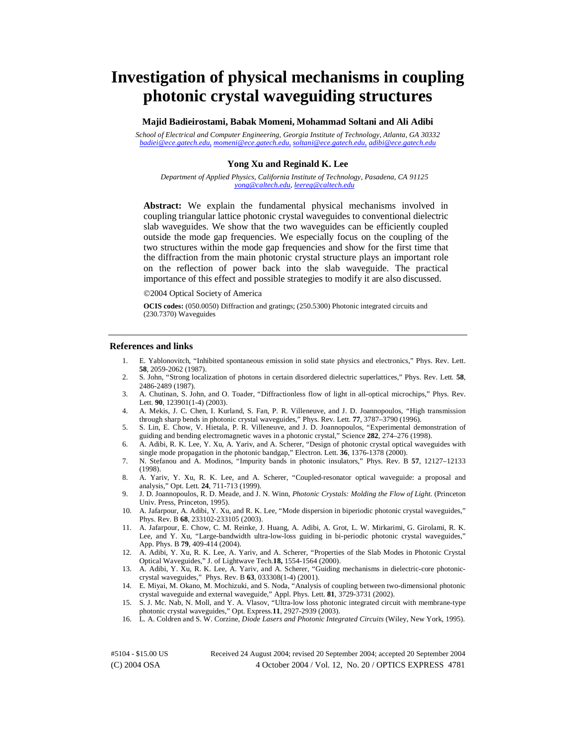# Investigation of physical mechanisms in coupling photonic crystal waveguiding structures

**Majid Badieirostami, Babak Momeni, Mohammad Soltani and Ali Adibi**

*School of Electrical and Computer Engineering, Georgia Institute of Technology, Atlanta, GA 30332*
*badiei@ece.gatech.edu, momeni@ece.gatech.edu, soltani@ece.gatech.edu, adibi@ece.gatech.edu*

**Yong Xu and Reginald K. Lee**

*Department of Applied Physics, California Institute of Technology, Pasadena, CA 91125*
*yong@caltech.edu, leereg@caltech.edu*

**Abstract:** We explain the fundamental physical mechanisms involved in coupling triangular lattice photonic crystal waveguides to conventional dielectric slab waveguides. We show that the two waveguides can be efficiently coupled outside the mode gap frequencies. We especially focus on the coupling of the two structures within the mode gap frequencies and show for the first time that the diffraction from the main photonic crystal structure plays an important role on the reflection of power back into the slab waveguide. The practical importance of this effect and possible strategies to modify it are also discussed.

©2004 Optical Society of America

**OCIS codes:** (050.0050) Diffraction and gratings; (250.5300) Photonic integrated circuits and (230.7370) Waveguides

## References and links

1. E. Yablonovitch, "Inhibited spontaneous emission in solid state physics and electronics," Phys. Rev. Lett. **58**, 2059-2062 (1987).
2. S. John, "Strong localization of photons in certain disordered dielectric superlattices," Phys. Rev. Lett. **58**, 2486-2489 (1987).
3. A. Chutinan, S. John, and O. Toader, "Diffractionless flow of light in all-optical microchips," Phys. Rev. Lett. **90**, 123901(1-4) (2003).
4. A. Mekis, J. C. Chen, I. Kurland, S. Fan, P. R. Villeneuve, and J. D. Joannopoulos, "High transmission through sharp bends in photonic crystal waveguides," Phys. Rev. Lett. **77**, 3787–3790 (1996).
5. S. Lin, E. Chow, V. Hietala, P. R. Villeneuve, and J. D. Joannopoulos, "Experimental demonstration of guiding and bending electromagnetic waves in a photonic crystal," Science **282**, 274–276 (1998).
6. A. Adibi, R. K. Lee, Y. Xu, A. Yariv, and A. Scherer, "Design of photonic crystal optical waveguides with single mode propagation in the photonic bandgap," Electron. Lett. **36**, 1376-1378 (2000).
7. N. Stefanou and A. Modinos, "Impurity bands in photonic insulators," Phys. Rev. B **57**, 12127–12133 (1998).
8. A. Yariv, Y. Xu, R. K. Lee, and A. Scherer, "Coupled-resonator optical waveguide: a proposal and analysis," Opt. Lett. **24**, 711-713 (1999).
9. J. D. Joannopoulos, R. D. Meade, and J. N. Winn, *Photonic Crystals: Molding the Flow of Light.* (Princeton Univ. Press, Princeton, 1995).
10. A. Jafarpour, A. Adibi, Y. Xu, and R. K. Lee, "Mode dispersion in biperiodic photonic crystal waveguides," Phys. Rev. B **68**, 233102-233105 (2003).
11. A. Jafarpour, E. Chow, C. M. Reinke, J. Huang, A. Adibi, A. Grot, L. W. Mirkarimi, G. Girolami, R. K. Lee, and Y. Xu, "Large-bandwidth ultra-low-loss guiding in bi-periodic photonic crystal waveguides," App. Phys. B **79**, 409-414 (2004).
12. A. Adibi, Y. Xu, R. K. Lee, A. Yariv, and A. Scherer, "Properties of the Slab Modes in Photonic Crystal Optical Waveguides," J. of Lightwave Tech.**18,** 1554-1564 (2000).
13. A. Adibi, Y. Xu, R. K. Lee, A. Yariv, and A. Scherer, "Guiding mechanisms in dielectric-core photonic-crystal waveguides," Phys. Rev. B **63**, 033308(1-4) (2001).
14. E. Miyai, M. Okano, M. Mochizuki, and S. Noda, "Analysis of coupling between two-dimensional photonic crystal waveguide and external waveguide," Appl. Phys. Lett. **81**, 3729-3731 (2002).
15. S. J. Mc. Nab, N. Moll, and Y. A. Vlasov, "Ultra-low loss photonic integrated circuit with membrane-type photonic crystal waveguides," Opt. Express.**11**, 2927-2939 (2003).
16. L. A. Coldren and S. W. Corzine, *Diode Lasers and Photonic Integrated Circuits* (Wiley, New York, 1995).

#5104 - $15.00 US Received 24 August 2004; revised 20 September 2004; accepted 20 September 2004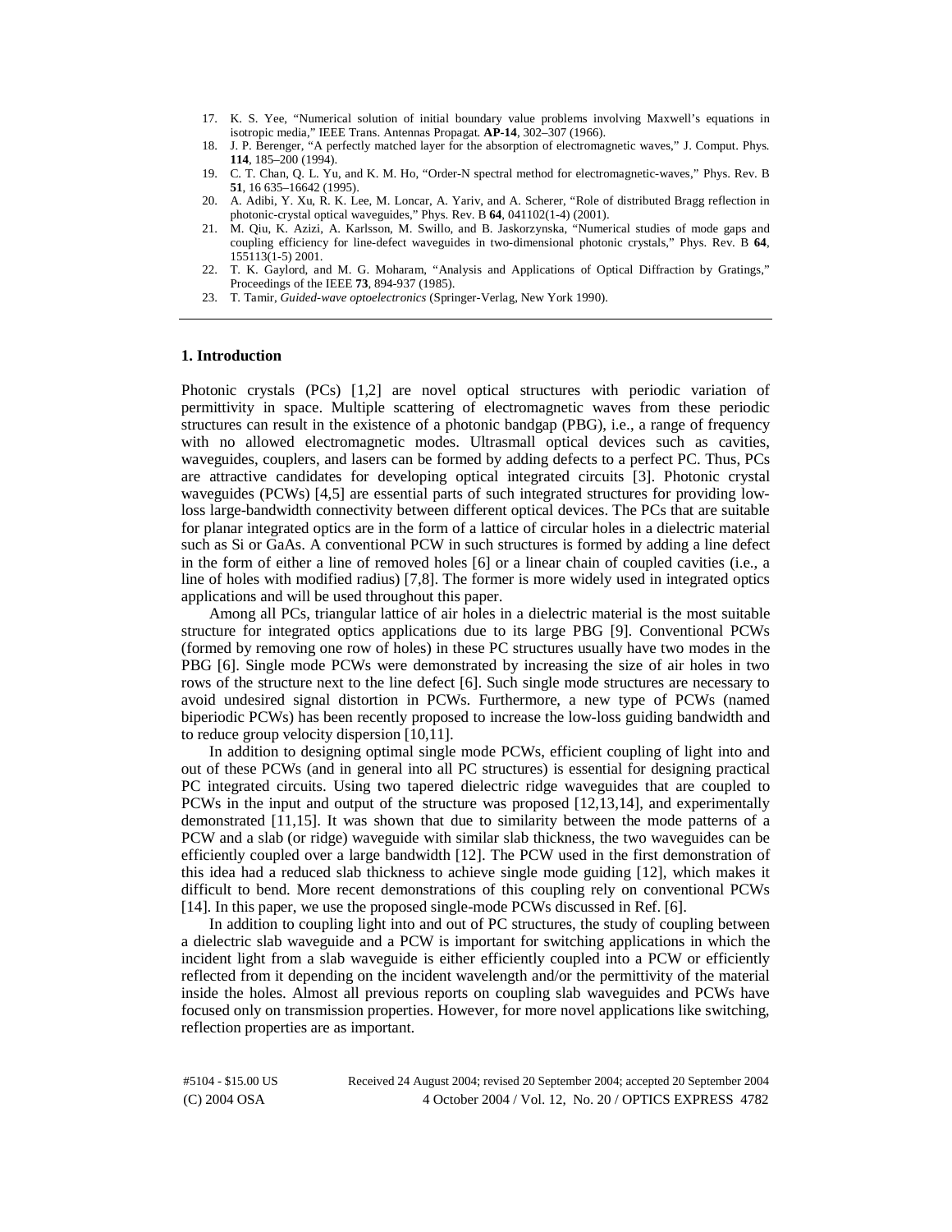17. K. S. Yee, "Numerical solution of initial boundary value problems involving Maxwell's equations in isotropic media," IEEE Trans. Antennas Propagat. **AP-14**, 302–307 (1966).
18. J. P. Berenger, "A perfectly matched layer for the absorption of electromagnetic waves," J. Comput. Phys. **114**, 185–200 (1994).
19. C. T. Chan, Q. L. Yu, and K. M. Ho, "Order-N spectral method for electromagnetic-waves," Phys. Rev. B **51**, 16 635–16642 (1995).
20. A. Adibi, Y. Xu, R. K. Lee, M. Loncar, A. Yariv, and A. Scherer, "Role of distributed Bragg reflection in photonic-crystal optical waveguides," Phys. Rev. B **64**, 041102(1-4) (2001).
21. M. Qiu, K. Azizi, A. Karlsson, M. Swillo, and B. Jaskorzynska, "Numerical studies of mode gaps and coupling efficiency for line-defect waveguides in two-dimensional photonic crystals," Phys. Rev. B **64**, 155113(1-5) 2001.
22. T. K. Gaylord, and M. G. Moharam, "Analysis and Applications of Optical Diffraction by Gratings," Proceedings of the IEEE **73**, 894-937 (1985).
23. T. Tamir, *Guided-wave optoelectronics* (Springer-Verlag, New York 1990).

## 1. Introduction

Photonic crystals (PCs) [1,2] are novel optical structures with periodic variation of permittivity in space. Multiple scattering of electromagnetic waves from these periodic structures can result in the existence of a photonic bandgap (PBG), i.e., a range of frequency with no allowed electromagnetic modes. Ultrasmall optical devices such as cavities, waveguides, couplers, and lasers can be formed by adding defects to a perfect PC. Thus, PCs are attractive candidates for developing optical integrated circuits [3]. Photonic crystal waveguides (PCWs) [4,5] are essential parts of such integrated structures for providing low-loss large-bandwidth connectivity between different optical devices. The PCs that are suitable for planar integrated optics are in the form of a lattice of circular holes in a dielectric material such as Si or GaAs. A conventional PCW in such structures is formed by adding a line defect in the form of either a line of removed holes [6] or a linear chain of coupled cavities (i.e., a line of holes with modified radius) [7,8]. The former is more widely used in integrated optics applications and will be used throughout this paper.

Among all PCs, triangular lattice of air holes in a dielectric material is the most suitable structure for integrated optics applications due to its large PBG [9]. Conventional PCWs (formed by removing one row of holes) in these PC structures usually have two modes in the PBG [6]. Single mode PCWs were demonstrated by increasing the size of air holes in two rows of the structure next to the line defect [6]. Such single mode structures are necessary to avoid undesired signal distortion in PCWs. Furthermore, a new type of PCWs (named biperiodic PCWs) has been recently proposed to increase the low-loss guiding bandwidth and to reduce group velocity dispersion [10,11].

In addition to designing optimal single mode PCWs, efficient coupling of light into and out of these PCWs (and in general into all PC structures) is essential for designing practical PC integrated circuits. Using two tapered dielectric ridge waveguides that are coupled to PCWs in the input and output of the structure was proposed [12,13,14], and experimentally demonstrated [11,15]. It was shown that due to similarity between the mode patterns of a PCW and a slab (or ridge) waveguide with similar slab thickness, the two waveguides can be efficiently coupled over a large bandwidth [12]. The PCW used in the first demonstration of this idea had a reduced slab thickness to achieve single mode guiding [12], which makes it difficult to bend. More recent demonstrations of this coupling rely on conventional PCWs [14]. In this paper, we use the proposed single-mode PCWs discussed in Ref. [6].

In addition to coupling light into and out of PC structures, the study of coupling between a dielectric slab waveguide and a PCW is important for switching applications in which the incident light from a slab waveguide is either efficiently coupled into a PCW or efficiently reflected from it depending on the incident wavelength and/or the permittivity of the material inside the holes. Almost all previous reports on coupling slab waveguides and PCWs have focused only on transmission properties. However, for more novel applications like switching, reflection properties are as important.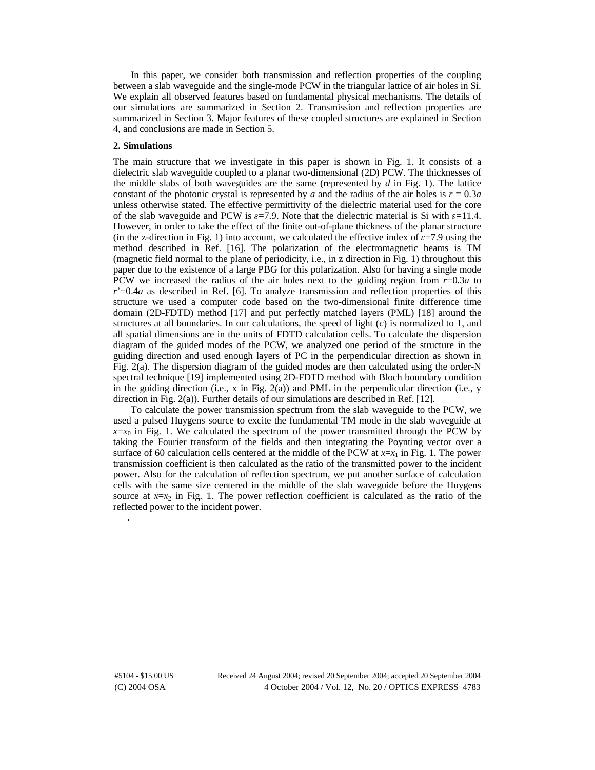In this paper, we consider both transmission and reflection properties of the coupling between a slab waveguide and the single-mode PCW in the triangular lattice of air holes in Si. We explain all observed features based on fundamental physical mechanisms. The details of our simulations are summarized in Section 2. Transmission and reflection properties are summarized in Section 3. Major features of these coupled structures are explained in Section 4, and conclusions are made in Section 5.

## 2. Simulations

The main structure that we investigate in this paper is shown in Fig. 1. It consists of a dielectric slab waveguide coupled to a planar two-dimensional (2D) PCW. The thicknesses of the middle slabs of both waveguides are the same (represented by $d$ in Fig. 1). The lattice constant of the photonic crystal is represented by $a$ and the radius of the air holes is $r = 0.3a$ unless otherwise stated. The effective permittivity of the dielectric material used for the core of the slab waveguide and PCW is $\varepsilon=7.9$. Note that the dielectric material is Si with $\varepsilon=11.4$. However, in order to take the effect of the finite out-of-plane thickness of the planar structure (in the z-direction in Fig. 1) into account, we calculated the effective index of $\varepsilon=7.9$ using the method described in Ref. [16]. The polarization of the electromagnetic beams is TM (magnetic field normal to the plane of periodicity, i.e., in z direction in Fig. 1) throughout this paper due to the existence of a large PBG for this polarization. Also for having a single mode PCW we increased the radius of the air holes next to the guiding region from $r=0.3a$ to $r'=0.4a$ as described in Ref. [6]. To analyze transmission and reflection properties of this structure we used a computer code based on the two-dimensional finite difference time domain (2D-FDTD) method [17] and put perfectly matched layers (PML) [18] around the structures at all boundaries. In our calculations, the speed of light ($c$) is normalized to 1, and all spatial dimensions are in the units of FDTD calculation cells. To calculate the dispersion diagram of the guided modes of the PCW, we analyzed one period of the structure in the guiding direction and used enough layers of PC in the perpendicular direction as shown in Fig. 2(a). The dispersion diagram of the guided modes are then calculated using the order-N spectral technique [19] implemented using 2D-FDTD method with Bloch boundary condition in the guiding direction (i.e., x in Fig. 2(a)) and PML in the perpendicular direction (i.e., y direction in Fig. 2(a)). Further details of our simulations are described in Ref. [12].

To calculate the power transmission spectrum from the slab waveguide to the PCW, we used a pulsed Huygens source to excite the fundamental TM mode in the slab waveguide at $x=x_0$ in Fig. 1. We calculated the spectrum of the power transmitted through the PCW by taking the Fourier transform of the fields and then integrating the Poynting vector over a surface of 60 calculation cells centered at the middle of the PCW at $x=x_1$ in Fig. 1. The power transmission coefficient is then calculated as the ratio of the transmitted power to the incident power. Also for the calculation of reflection spectrum, we put another surface of calculation cells with the same size centered in the middle of the slab waveguide before the Huygens source at $x=x_2$ in Fig. 1. The power reflection coefficient is calculated as the ratio of the reflected power to the incident power.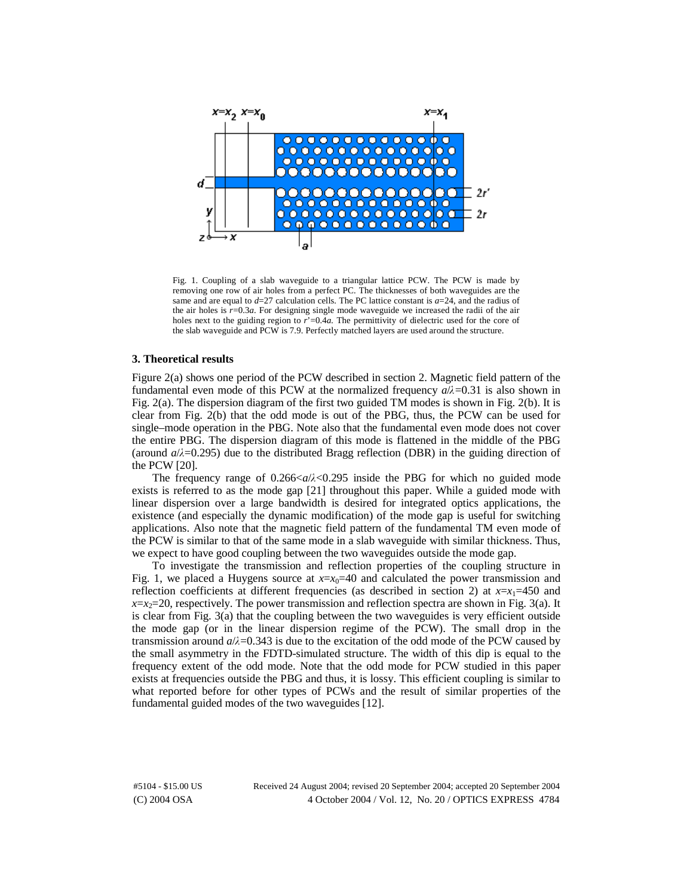Fig. 1. Coupling of a slab waveguide to a triangular lattice PCW. The PCW is made by removing one row of air holes from a perfect PC. The thicknesses of both waveguides are the same and are equal to $d$=27 calculation cells. The PC lattice constant is $a$=24, and the radius of the air holes is $r$=0.3$a$. For designing single mode waveguide we increased the radii of the air holes next to the guiding region to $r'$=0.4$a$. The permittivity of dielectric used for the core of the slab waveguide and PCW is 7.9. Perfectly matched layers are used around the structure.

### 3. Theoretical results

Figure 2(a) shows one period of the PCW described in section 2. Magnetic field pattern of the fundamental even mode of this PCW at the normalized frequency $a/\lambda$=0.31 is also shown in Fig. 2(a). The dispersion diagram of the first two guided TM modes is shown in Fig. 2(b). It is clear from Fig. 2(b) that the odd mode is out of the PBG, thus, the PCW can be used for single–mode operation in the PBG. Note also that the fundamental even mode does not cover the entire PBG. The dispersion diagram of this mode is flattened in the middle of the PBG (around $a/\lambda$=0.295) due to the distributed Bragg reflection (DBR) in the guiding direction of the PCW [20].

The frequency range of $0.266<a/\lambda<0.295$ inside the PBG for which no guided mode exists is referred to as the mode gap [21] throughout this paper. While a guided mode with linear dispersion over a large bandwidth is desired for integrated optics applications, the existence (and especially the dynamic modification) of the mode gap is useful for switching applications. Also note that the magnetic field pattern of the fundamental TM even mode of the PCW is similar to that of the same mode in a slab waveguide with similar thickness. Thus, we expect to have good coupling between the two waveguides outside the mode gap.

To investigate the transmission and reflection properties of the coupling structure in Fig. 1, we placed a Huygens source at $x=x_0=40$ and calculated the power transmission and reflection coefficients at different frequencies (as described in section 2) at $x=x_1=450$ and $x=x_2=20$, respectively. The power transmission and reflection spectra are shown in Fig. 3(a). It is clear from Fig. 3(a) that the coupling between the two waveguides is very efficient outside the mode gap (or in the linear dispersion regime of the PCW). The small drop in the transmission around $a/\lambda$=0.343 is due to the excitation of the odd mode of the PCW caused by the small asymmetry in the FDTD-simulated structure. The width of this dip is equal to the frequency extent of the odd mode. Note that the odd mode for PCW studied in this paper exists at frequencies outside the PBG and thus, it is lossy. This efficient coupling is similar to what reported before for other types of PCWs and the result of similar properties of the fundamental guided modes of the two waveguides [12].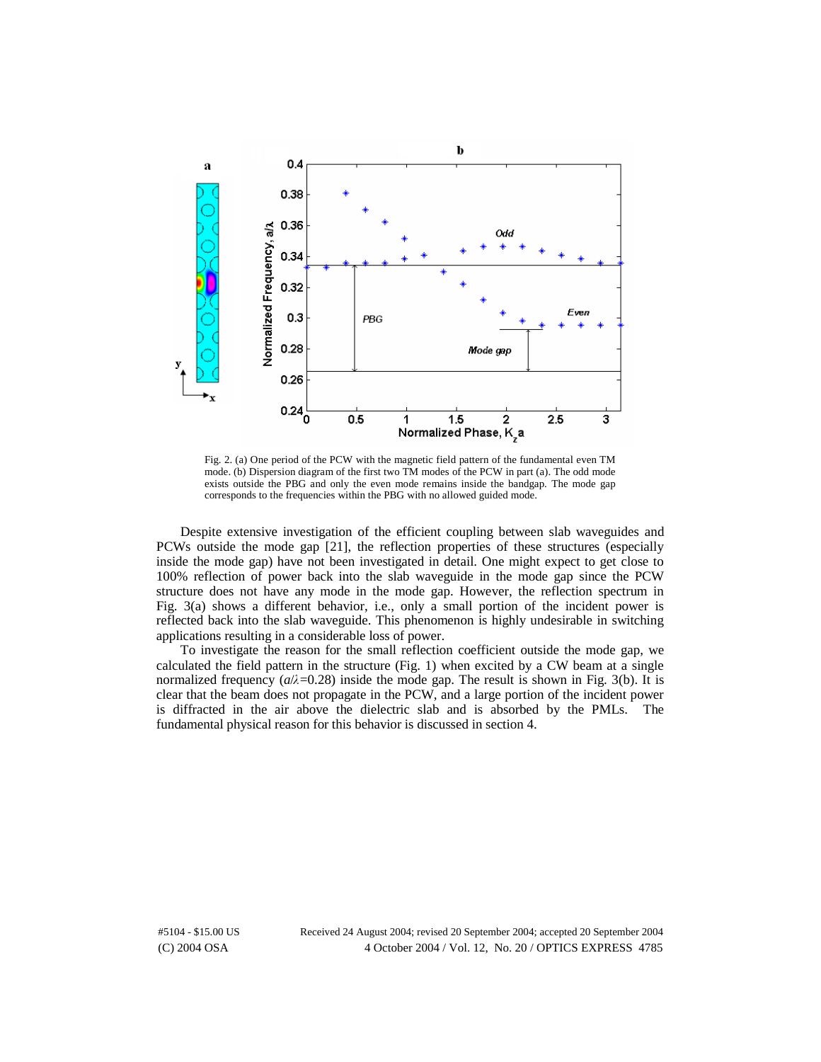Fig. 2. (a) One period of the PCW with the magnetic field pattern of the fundamental even TM mode. (b) Dispersion diagram of the first two TM modes of the PCW in part (a). The odd mode exists outside the PBG and only the even mode remains inside the bandgap. The mode gap corresponds to the frequencies within the PBG with no allowed guided mode.

Despite extensive investigation of the efficient coupling between slab waveguides and PCWs outside the mode gap [21], the reflection properties of these structures (especially inside the mode gap) have not been investigated in detail. One might expect to get close to 100% reflection of power back into the slab waveguide in the mode gap since the PCW structure does not have any mode in the mode gap. However, the reflection spectrum in Fig. 3(a) shows a different behavior, i.e., only a small portion of the incident power is reflected back into the slab waveguide. This phenomenon is highly undesirable in switching applications resulting in a considerable loss of power.

To investigate the reason for the small reflection coefficient outside the mode gap, we calculated the field pattern in the structure (Fig. 1) when excited by a CW beam at a single normalized frequency ($a/\lambda$=0.28) inside the mode gap. The result is shown in Fig. 3(b). It is clear that the beam does not propagate in the PCW, and a large portion of the incident power is diffracted in the air above the dielectric slab and is absorbed by the PMLs. The fundamental physical reason for this behavior is discussed in section 4.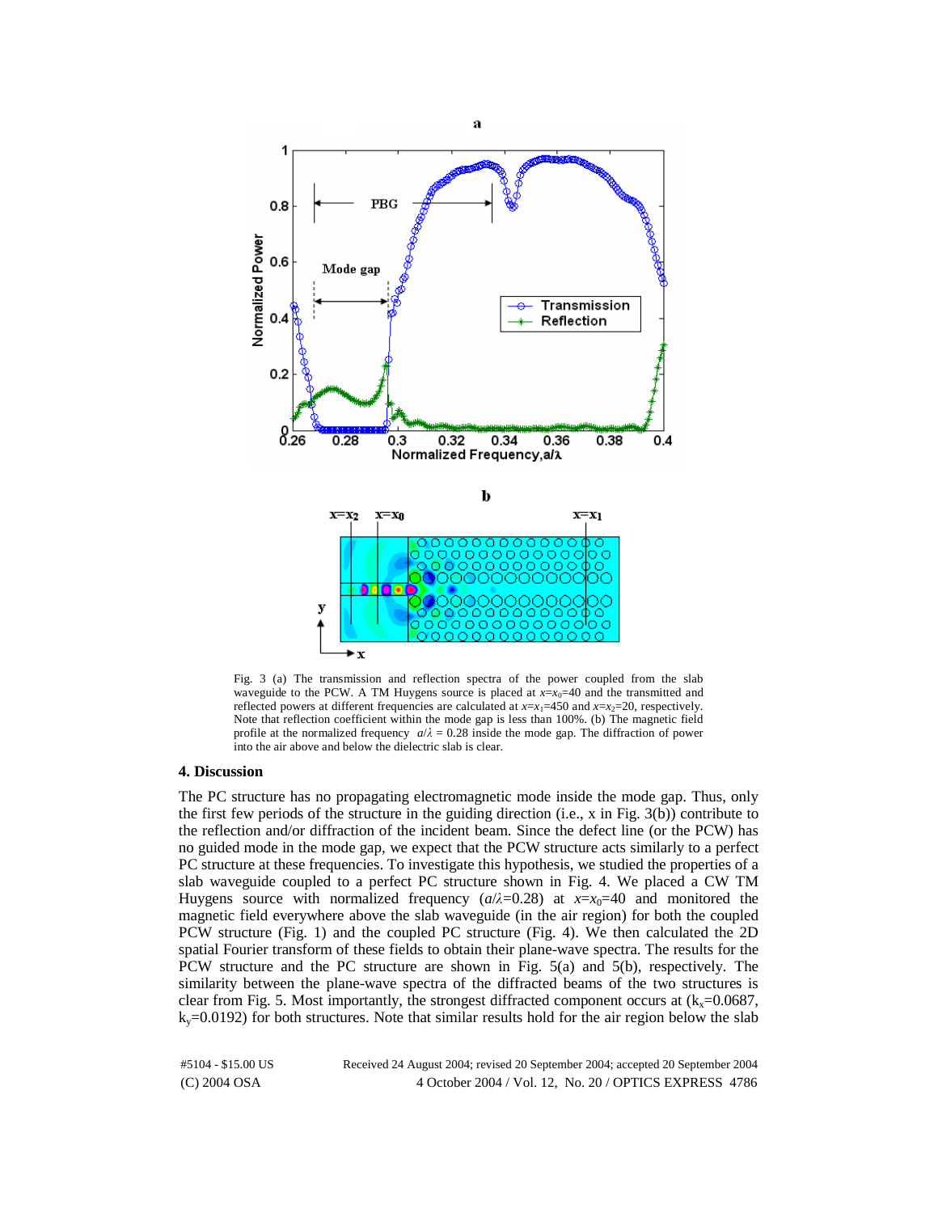Fig. 3 (a) The transmission and reflection spectra of the power coupled from the slab waveguide to the PCW. A TM Huygens source is placed at $x=x_0=40$ and the transmitted and reflected powers at different frequencies are calculated at $x=x_1=450$ and $x=x_2=20$, respectively. Note that reflection coefficient within the mode gap is less than 100%. (b) The magnetic field profile at the normalized frequency $a/\lambda = 0.28$ inside the mode gap. The diffraction of power into the air above and below the dielectric slab is clear.

## 4. Discussion

The PC structure has no propagating electromagnetic mode inside the mode gap. Thus, only the first few periods of the structure in the guiding direction (i.e., x in Fig. 3(b)) contribute to the reflection and/or diffraction of the incident beam. Since the defect line (or the PCW) has no guided mode in the mode gap, we expect that the PCW structure acts similarly to a perfect PC structure at these frequencies. To investigate this hypothesis, we studied the properties of a slab waveguide coupled to a perfect PC structure shown in Fig. 4. We placed a CW TM Huygens source with normalized frequency ($a/\lambda=0.28$) at $x=x_0=40$ and monitored the magnetic field everywhere above the slab waveguide (in the air region) for both the coupled PCW structure (Fig. 1) and the coupled PC structure (Fig. 4). We then calculated the 2D spatial Fourier transform of these fields to obtain their plane-wave spectra. The results for the PCW structure and the PC structure are shown in Fig. 5(a) and 5(b), respectively. The similarity between the plane-wave spectra of the diffracted beams of the two structures is clear from Fig. 5. Most importantly, the strongest diffracted component occurs at ($k_x=0.0687$, $k_y=0.0192$) for both structures. Note that similar results hold for the air region below the slab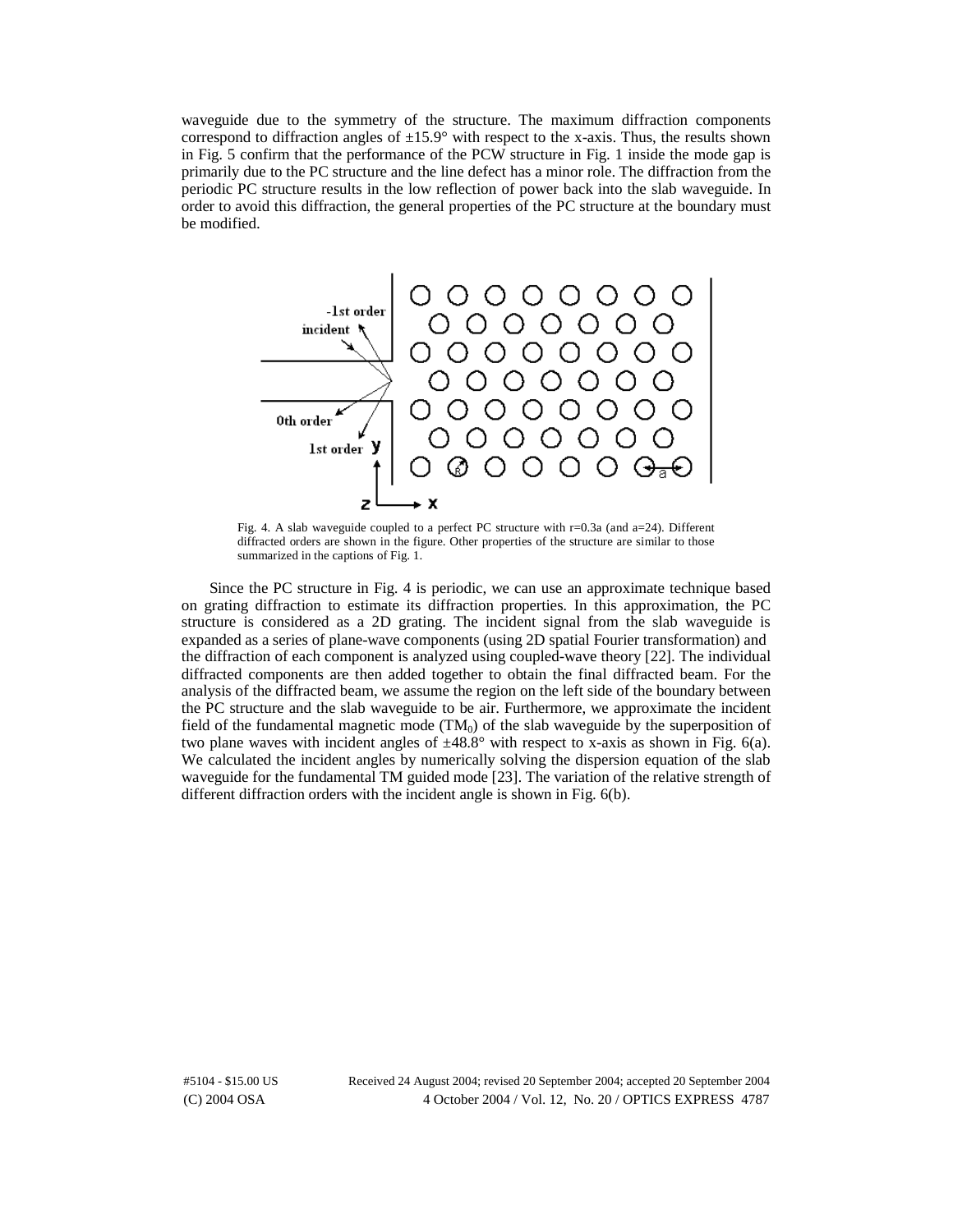waveguide due to the symmetry of the structure. The maximum diffraction components correspond to diffraction angles of ±15.9° with respect to the x-axis. Thus, the results shown in Fig. 5 confirm that the performance of the PCW structure in Fig. 1 inside the mode gap is primarily due to the PC structure and the line defect has a minor role. The diffraction from the periodic PC structure results in the low reflection of power back into the slab waveguide. In order to avoid this diffraction, the general properties of the PC structure at the boundary must be modified.

Fig. 4. A slab waveguide coupled to a perfect PC structure with r=0.3a (and a=24). Different diffracted orders are shown in the figure. Other properties of the structure are similar to those summarized in the captions of Fig. 1.

Since the PC structure in Fig. 4 is periodic, we can use an approximate technique based on grating diffraction to estimate its diffraction properties. In this approximation, the PC structure is considered as a 2D grating. The incident signal from the slab waveguide is expanded as a series of plane-wave components (using 2D spatial Fourier transformation) and the diffraction of each component is analyzed using coupled-wave theory [22]. The individual diffracted components are then added together to obtain the final diffracted beam. For the analysis of the diffracted beam, we assume the region on the left side of the boundary between the PC structure and the slab waveguide to be air. Furthermore, we approximate the incident field of the fundamental magnetic mode ($TM_0$) of the slab waveguide by the superposition of two plane waves with incident angles of ±48.8° with respect to x-axis as shown in Fig. 6(a). We calculated the incident angles by numerically solving the dispersion equation of the slab waveguide for the fundamental TM guided mode [23]. The variation of the relative strength of different diffraction orders with the incident angle is shown in Fig. 6(b).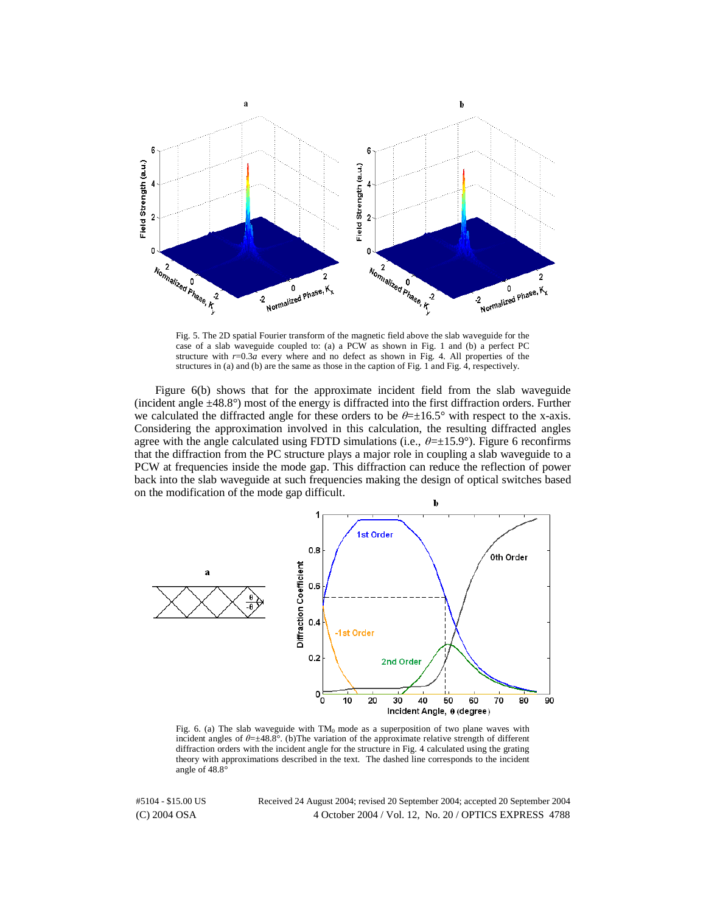Fig. 5. The 2D spatial Fourier transform of the magnetic field above the slab waveguide for the case of a slab waveguide coupled to: (a) a PCW as shown in Fig. 1 and (b) a perfect PC structure with $r$=0.3$a$ every where and no defect as shown in Fig. 4. All properties of the structures in (a) and (b) are the same as those in the caption of Fig. 1 and Fig. 4, respectively.

Figure 6(b) shows that for the approximate incident field from the slab waveguide (incident angle ±48.8°) most of the energy is diffracted into the first diffraction orders. Further we calculated the diffracted angle for these orders to be $\theta$=±16.5° with respect to the x-axis. Considering the approximation involved in this calculation, the resulting diffracted angles agree with the angle calculated using FDTD simulations (i.e., $\theta$=±15.9°). Figure 6 reconfirms that the diffraction from the PC structure plays a major role in coupling a slab waveguide to a PCW at frequencies inside the mode gap. This diffraction can reduce the reflection of power back into the slab waveguide at such frequencies making the design of optical switches based on the modification of the mode gap difficult.

Fig. 6. (a) The slab waveguide with $TM_0$ mode as a superposition of two plane waves with incident angles of $\theta$=±48.8°. (b)The variation of the approximate relative strength of different diffraction orders with the incident angle for the structure in Fig. 4 calculated using the grating theory with approximations described in the text. The dashed line corresponds to the incident angle of 48.8°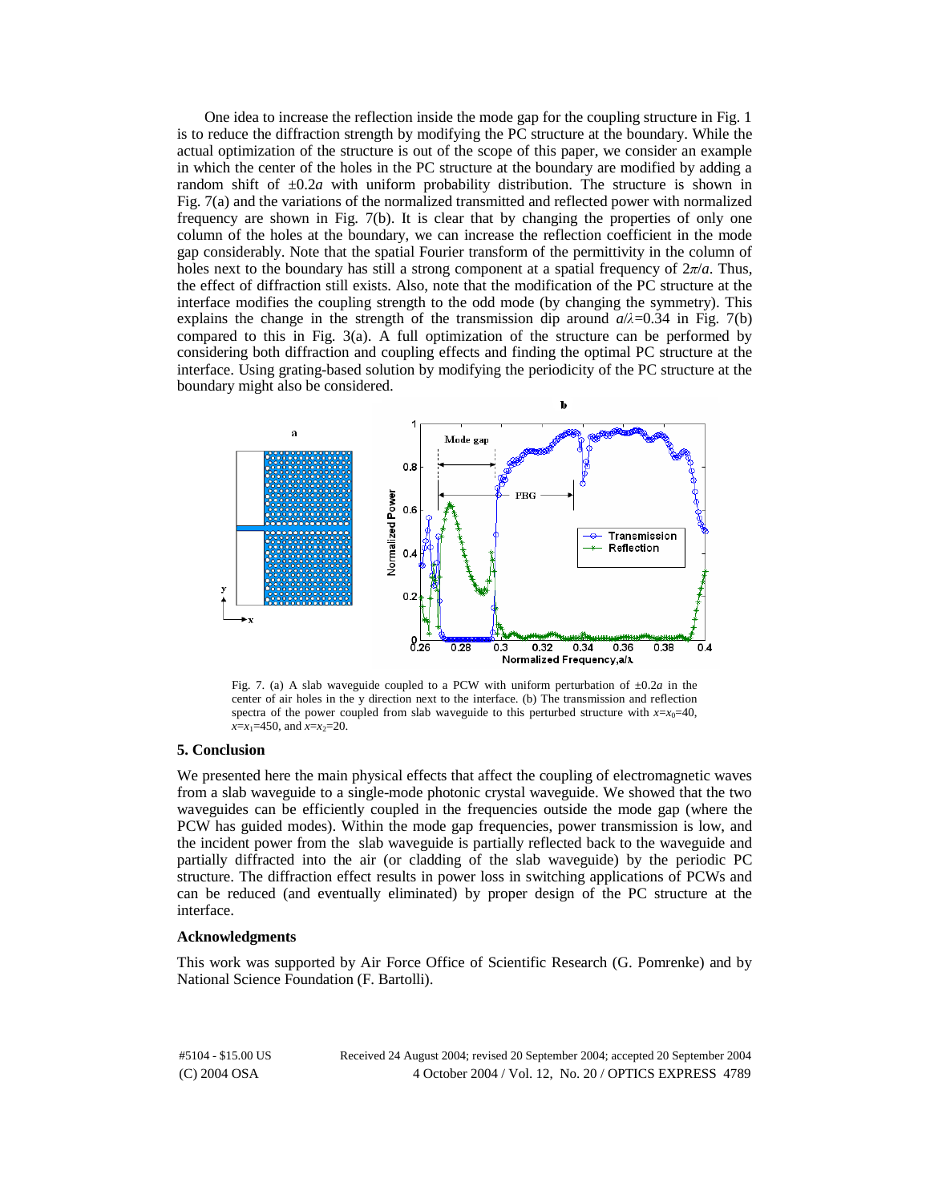One idea to increase the reflection inside the mode gap for the coupling structure in Fig. 1 is to reduce the diffraction strength by modifying the PC structure at the boundary. While the actual optimization of the structure is out of the scope of this paper, we consider an example in which the center of the holes in the PC structure at the boundary are modified by adding a random shift of $\pm 0.2a$ with uniform probability distribution. The structure is shown in Fig. 7(a) and the variations of the normalized transmitted and reflected power with normalized frequency are shown in Fig. 7(b). It is clear that by changing the properties of only one column of the holes at the boundary, we can increase the reflection coefficient in the mode gap considerably. Note that the spatial Fourier transform of the permittivity in the column of holes next to the boundary has still a strong component at a spatial frequency of $2\pi/a$. Thus, the effect of diffraction still exists. Also, note that the modification of the PC structure at the interface modifies the coupling strength to the odd mode (by changing the symmetry). This explains the change in the strength of the transmission dip around $a/\lambda=0.34$ in Fig. 7(b) compared to this in Fig. 3(a). A full optimization of the structure can be performed by considering both diffraction and coupling effects and finding the optimal PC structure at the interface. Using grating-based solution by modifying the periodicity of the PC structure at the boundary might also be considered.

a

y

x

b

Mode gap

PBG

Transmission

Reflection

Normalized Power

1

0.8

0.6

0.4

0.2

0

0.26 0.28 0.3 0.32 0.34 0.36 0.38 0.4

Normalized Frequency, a/λ

Fig. 7. (a) A slab waveguide coupled to a PCW with uniform perturbation of $\pm 0.2a$ in the center of air holes in the y direction next to the interface. (b) The transmission and reflection spectra of the power coupled from slab waveguide to this perturbed structure with $x=x_0=40$, $x=x_1=450$, and $x=x_2=20$.

## 5. Conclusion

We presented here the main physical effects that affect the coupling of electromagnetic waves from a slab waveguide to a single-mode photonic crystal waveguide. We showed that the two waveguides can be efficiently coupled in the frequencies outside the mode gap (where the PCW has guided modes). Within the mode gap frequencies, power transmission is low, and the incident power from the slab waveguide is partially reflected back to the waveguide and partially diffracted into the air (or cladding of the slab waveguide) by the periodic PC structure. The diffraction effect results in power loss in switching applications of PCWs and can be reduced (and eventually eliminated) by proper design of the PC structure at the interface.

### Acknowledgments

This work was supported by Air Force Office of Scientific Research (G. Pomrenke) and by National Science Foundation (F. Bartolli).

#5104 - $15.00 US Received 24 August 2004; revised 20 September 2004; accepted 20 September 2004
(C) 2004 OSA